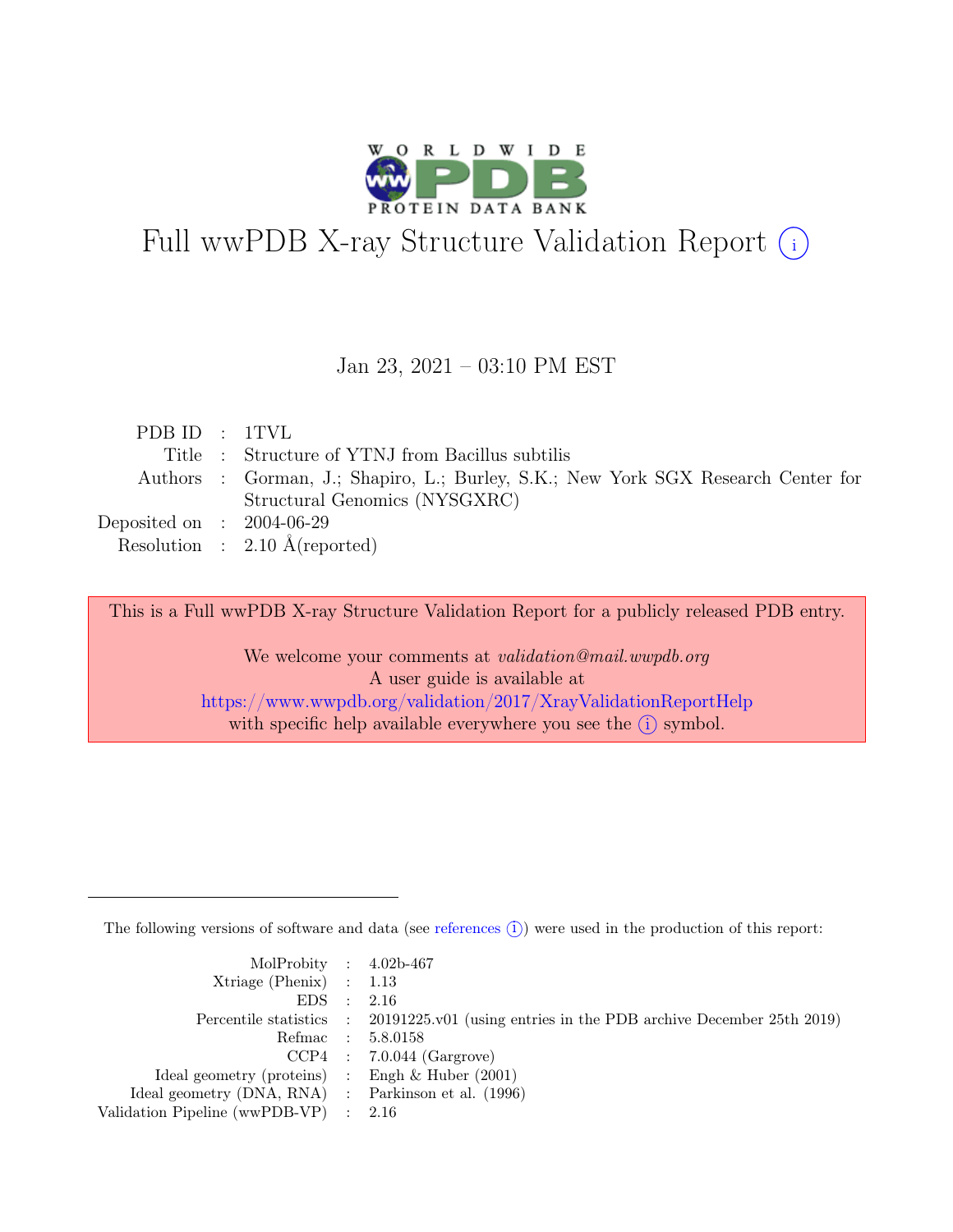# Full wwPDB X-ray Structure Validation Report (i)

Jan 23, 2021 – 03:10 PM EST

| | | |
|---|---|---|
| PDB ID | : | 1TVL |
| Title | : | Structure of YTNJ from Bacillus subtilis |
| Authors | : | Gorman, J.; Shapiro, L.; Burley, S.K.; New York SGX Research Center for Structural Genomics (NYSGXRC) |
| Deposited on | : | 2004-06-29 |
| Resolution | : | 2.10 Å(reported) |

This is a Full wwPDB X-ray Structure Validation Report for a publicly released PDB entry.

We welcome your comments at *validation@mail.wwpdb.org*
A user guide is available at
https://www.wwpdb.org/validation/2017/XrayValidationReportHelp
with specific help available everywhere you see the (i) symbol.

The following versions of software and data (see references (i)) were used in the production of this report:

| | | |
|---|---|---|
| MolProbity | : | 4.02b-467 |
| Xtriage (Phenix) | : | 1.13 |
| EDS | : | 2.16 |
| Percentile statistics | : | 20191225.v01 (using entries in the PDB archive December 25th 2019) |
| Refmac | : | 5.8.0158 |
| CCP4 | : | 7.0.044 (Gargrove) |
| Ideal geometry (proteins) | : | Engh & Huber (2001) |
| Ideal geometry (DNA, RNA) | : | Parkinson et al. (1996) |
| Validation Pipeline (wwPDB-VP) | : | 2.16 |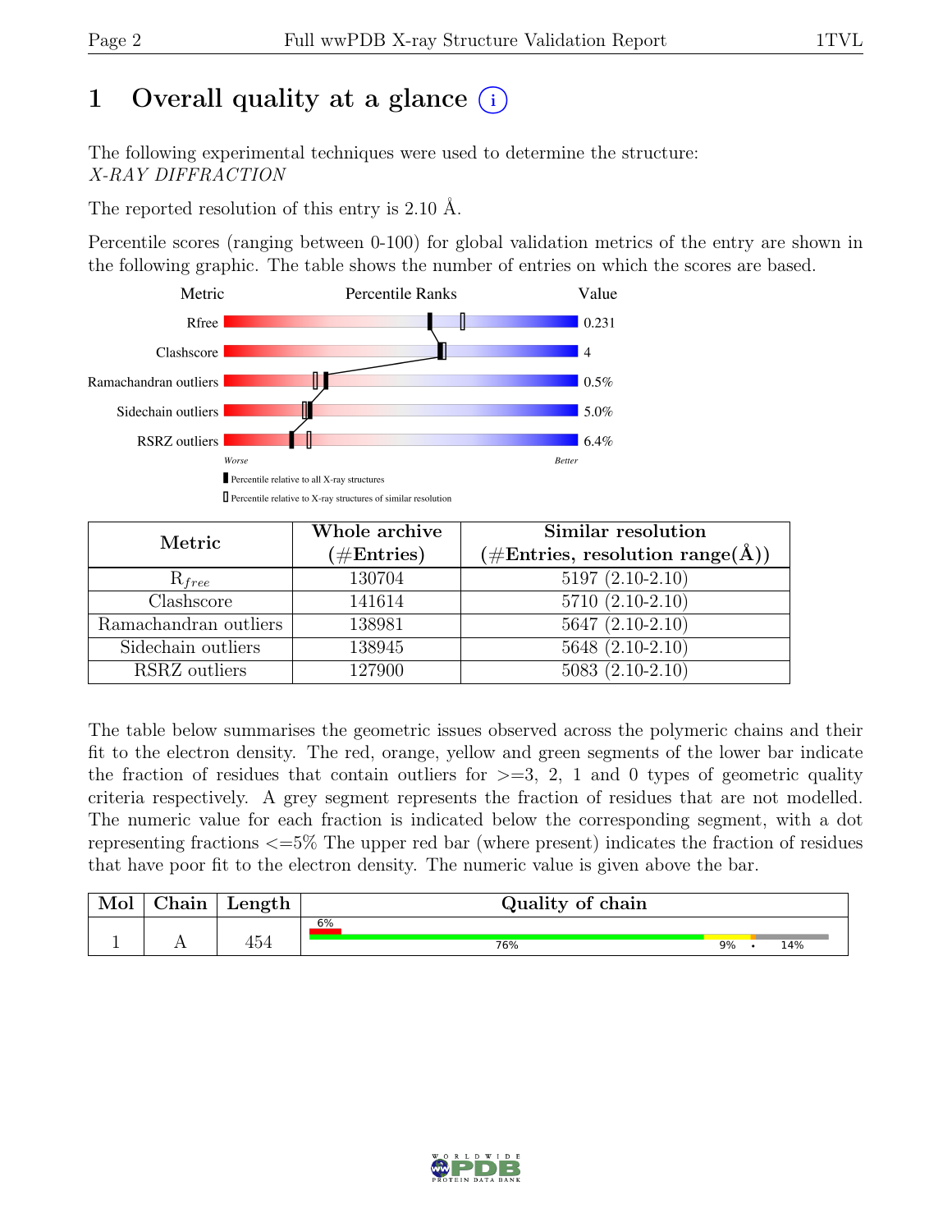# 1 Overall quality at a glance (i)

The following experimental techniques were used to determine the structure:
*X-RAY DIFFRACTION*

The reported resolution of this entry is 2.10 Å.

Percentile scores (ranging between 0-100) for global validation metrics of the entry are shown in the following graphic. The table shows the number of entries on which the scores are based.

| Metric | Value |
|---|---|
| Rfree | 0.231 |
| Clashscore | 4 |
| Ramachandran outliers | 0.5% |
| Sidechain outliers | 5.0% |
| RSRZ outliers | 6.4% |

| Metric | Whole archive (#Entries) | Similar resolution (#Entries, resolution range(Å)) |
|---|---|---|
| $R_{free}$ | 130704 | 5197 (2.10-2.10) |
| Clashscore | 141614 | 5710 (2.10-2.10) |
| Ramachandran outliers | 138981 | 5647 (2.10-2.10) |
| Sidechain outliers | 138945 | 5648 (2.10-2.10) |
| RSRZ outliers | 127900 | 5083 (2.10-2.10) |

The table below summarises the geometric issues observed across the polymeric chains and their fit to the electron density. The red, orange, yellow and green segments of the lower bar indicate the fraction of residues that contain outliers for >=3, 2, 1 and 0 types of geometric quality criteria respectively. A grey segment represents the fraction of residues that are not modelled. The numeric value for each fraction is indicated below the corresponding segment, with a dot representing fractions <=5% The upper red bar (where present) indicates the fraction of residues that have poor fit to the electron density. The numeric value is given above the bar.

| Mol | Chain | Length | Quality of chain |
|---|---|---|---|
| 1 | A | 454 | 6% (poor fit); 76% green, 9% yellow, • orange, 14% grey |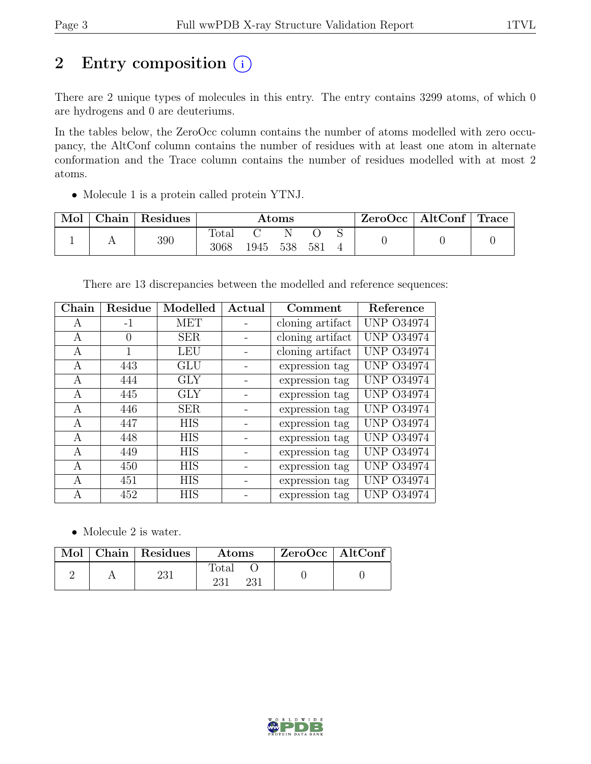# 2 Entry composition

There are 2 unique types of molecules in this entry. The entry contains 3299 atoms, of which 0 are hydrogens and 0 are deuteriums.

In the tables below, the ZeroOcc column contains the number of atoms modelled with zero occupancy, the AltConf column contains the number of residues with at least one atom in alternate conformation and the Trace column contains the number of residues modelled with at most 2 atoms.

- Molecule 1 is a protein called protein YTNJ.

| Mol | Chain | Residues | Atoms | | | | | ZeroOcc | AltConf | Trace |
|---|---|---|---|---|---|---|---|---|---|---|
| | | | Total | C | N | O | S | | | |
| 1 | A | 390 | 3068 | 1945 | 538 | 581 | 4 | 0 | 0 | 0 |

There are 13 discrepancies between the modelled and reference sequences:

| Chain | Residue | Modelled | Actual | Comment | Reference |
|---|---|---|---|---|---|
| A | -1 | MET | - | cloning artifact | UNP O34974 |
| A | 0 | SER | - | cloning artifact | UNP O34974 |
| A | 1 | LEU | - | cloning artifact | UNP O34974 |
| A | 443 | GLU | - | expression tag | UNP O34974 |
| A | 444 | GLY | - | expression tag | UNP O34974 |
| A | 445 | GLY | - | expression tag | UNP O34974 |
| A | 446 | SER | - | expression tag | UNP O34974 |
| A | 447 | HIS | - | expression tag | UNP O34974 |
| A | 448 | HIS | - | expression tag | UNP O34974 |
| A | 449 | HIS | - | expression tag | UNP O34974 |
| A | 450 | HIS | - | expression tag | UNP O34974 |
| A | 451 | HIS | - | expression tag | UNP O34974 |
| A | 452 | HIS | - | expression tag | UNP O34974 |

- Molecule 2 is water.

| Mol | Chain | Residues | Atoms | | ZeroOcc | AltConf |
|---|---|---|---|---|---|---|
| | | | Total | O | | |
| 2 | A | 231 | 231 | 231 | 0 | 0 |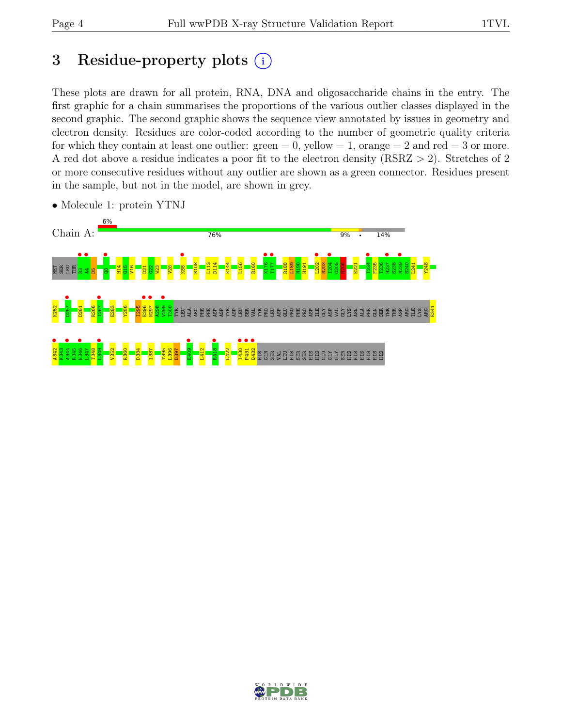# 3 Residue-property plots (i)

These plots are drawn for all protein, RNA, DNA and oligosaccharide chains in the entry. The first graphic for a chain summarises the proportions of the various outlier classes displayed in the second graphic. The second graphic shows the sequence view annotated by issues in geometry and electron density. Residues are color-coded according to the number of geometric quality criteria for which they contain at least one outlier: green = 0, yellow = 1, orange = 2 and red = 3 or more. A red dot above a residue indicates a poor fit to the electron density (RSRZ > 2). Stretches of 2 or more consecutive residues without any outlier are shown as a green connector. Residues present in the sample, but not in the model, are shown in grey.

- Molecule 1: protein YTNJ

Chain A: 6% | 76% | 9% | • | 14%

MET SER LEU THR R3 A4 D5 Q8 H14 G15 V16 D21 G22 W23 V28 K88 R108 L113 D114 E144 L156 R160 K176 T177 R188 L189 N190 H191 L202 N203 I204 G205 R206 E221 I234 F235 T236 H237 S238 N239 S240 L241 Y248

K252 D257 D261 R266 I267 E283 Y286 I295 E296 N297 A298 V299 T300 TYR LEU ALA ARG PHE PHE ASP ASP TYR ASP LEU SER VAL TYR PRO LEU ASP GLU PRO PHE PRO ASP ILE GLY ASP VAL GLY LYS ASN ALA PHE GLN SER THR THR ASP ARG ILE LYS ARG E341

A342 A343 A344 R345 N346 L347 T348 L349 V352 R360 D384 I387 T395 L396 D397 E409 L412 R418 L422 I430 P431 Q432 HIS GLN SER VAL LEU HIS SER SER HIS HIS HIS GLU GLY GLY SER HIS HIS HIS HIS HIS HIS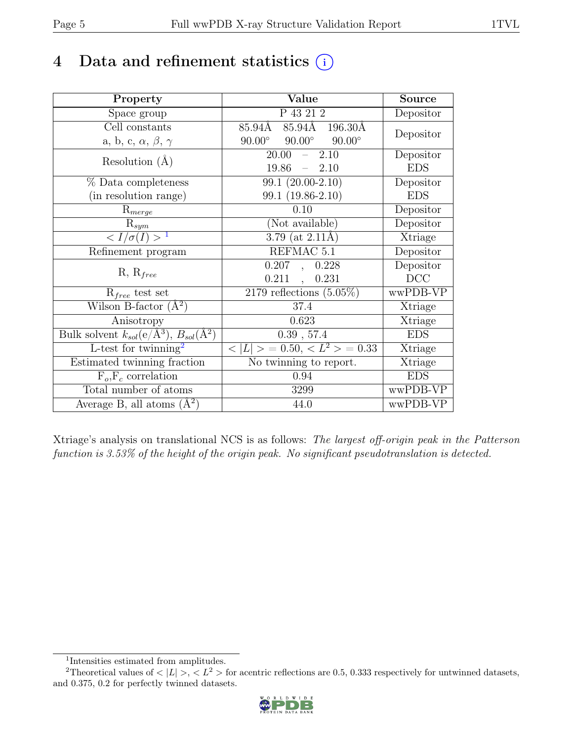# 4 Data and refinement statistics (i)

| Property | Value | Source |
|---|---|---|
| Space group | P 43 21 2 | Depositor |
| Cell constants<br>a, b, c, $\alpha$, $\beta$, $\gamma$ | 85.94Å 85.94Å 196.30Å<br>90.00° 90.00° 90.00° | Depositor |
| Resolution (Å) | 20.00 – 2.10<br>19.86 – 2.10 | Depositor<br>EDS |
| % Data completeness<br>(in resolution range) | 99.1 (20.00-2.10)<br>99.1 (19.86-2.10) | Depositor<br>EDS |
| $R_{merge}$ | 0.10 | Depositor |
| $R_{sym}$ | (Not available) | Depositor |
| $< I/\sigma(I) >$ [1] | 3.79 (at 2.11Å) | Xtriage |
| Refinement program | REFMAC 5.1 | Depositor |
| R, $R_{free}$ | 0.207 , 0.228<br>0.211 , 0.231 | Depositor<br>DCC |
| $R_{free}$ test set | 2179 reflections (5.05%) | wwPDB-VP |
| Wilson B-factor (Å$^2$) | 37.4 | Xtriage |
| Anisotropy | 0.623 | Xtriage |
| Bulk solvent $k_{sol}$(e/Å$^3$), $B_{sol}$(Å$^2$) | 0.39 , 57.4 | EDS |
| L-test for twinning[2] | $< \|L\| >= 0.50$, $< L^2 >= 0.33$ | Xtriage |
| Estimated twinning fraction | No twinning to report. | Xtriage |
| $F_o$,$F_c$ correlation | 0.94 | EDS |
| Total number of atoms | 3299 | wwPDB-VP |
| Average B, all atoms (Å$^2$) | 44.0 | wwPDB-VP |

Xtriage's analysis on translational NCS is as follows: *The largest off-origin peak in the Patterson function is 3.53% of the height of the origin peak. No significant pseudotranslation is detected.*

[1] Intensities estimated from amplitudes.

[2] Theoretical values of $< |L| >$, $< L^2 >$ for acentric reflections are 0.5, 0.333 respectively for untwinned datasets, and 0.375, 0.2 for perfectly twinned datasets.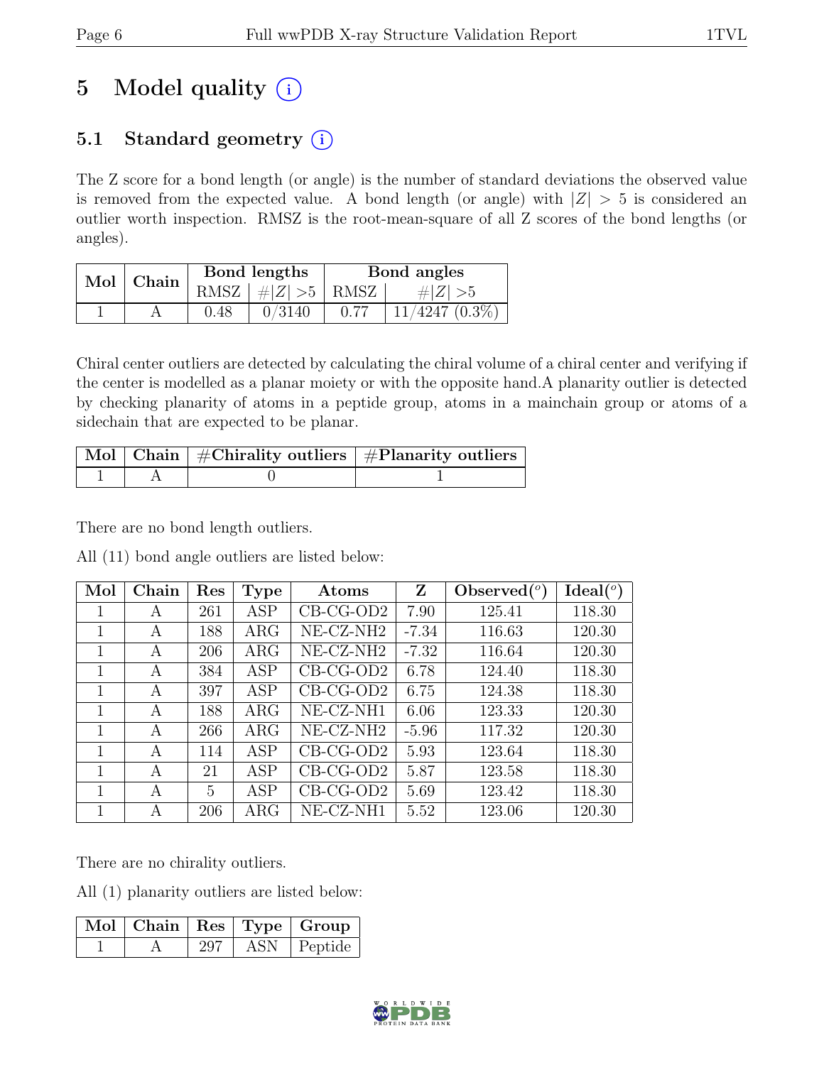# 5 Model quality (i)

## 5.1 Standard geometry (i)

The Z score for a bond length (or angle) is the number of standard deviations the observed value is removed from the expected value. A bond length (or angle) with $|Z| > 5$ is considered an outlier worth inspection. RMSZ is the root-mean-square of all Z scores of the bond lengths (or angles).

| Mol | Chain | Bond lengths | | Bond angles | |
|---|---|---|---|---|---|
| | | RMSZ | $\#\|Z\| > 5$ | RMSZ | $\#\|Z\| > 5$ |
| 1 | A | 0.48 | 0/3140 | 0.77 | 11/4247 (0.3%) |

Chiral center outliers are detected by calculating the chiral volume of a chiral center and verifying if the center is modelled as a planar moiety or with the opposite hand.A planarity outlier is detected by checking planarity of atoms in a peptide group, atoms in a mainchain group or atoms of a sidechain that are expected to be planar.

| Mol | Chain | #Chirality outliers | #Planarity outliers |
|---|---|---|---|
| 1 | A | 0 | 1 |

There are no bond length outliers.

All (11) bond angle outliers are listed below:

| Mol | Chain | Res | Type | Atoms | Z | Observed(°) | Ideal(°) |
|---|---|---|---|---|---|---|---|
| 1 | A | 261 | ASP | CB-CG-OD2 | 7.90 | 125.41 | 118.30 |
| 1 | A | 188 | ARG | NE-CZ-NH2 | -7.34 | 116.63 | 120.30 |
| 1 | A | 206 | ARG | NE-CZ-NH2 | -7.32 | 116.64 | 120.30 |
| 1 | A | 384 | ASP | CB-CG-OD2 | 6.78 | 124.40 | 118.30 |
| 1 | A | 397 | ASP | CB-CG-OD2 | 6.75 | 124.38 | 118.30 |
| 1 | A | 188 | ARG | NE-CZ-NH1 | 6.06 | 123.33 | 120.30 |
| 1 | A | 266 | ARG | NE-CZ-NH2 | -5.96 | 117.32 | 120.30 |
| 1 | A | 114 | ASP | CB-CG-OD2 | 5.93 | 123.64 | 118.30 |
| 1 | A | 21 | ASP | CB-CG-OD2 | 5.87 | 123.58 | 118.30 |
| 1 | A | 5 | ASP | CB-CG-OD2 | 5.69 | 123.42 | 118.30 |
| 1 | A | 206 | ARG | NE-CZ-NH1 | 5.52 | 123.06 | 120.30 |

There are no chirality outliers.

All (1) planarity outliers are listed below:

| Mol | Chain | Res | Type | Group |
|---|---|---|---|---|
| 1 | A | 297 | ASN | Peptide |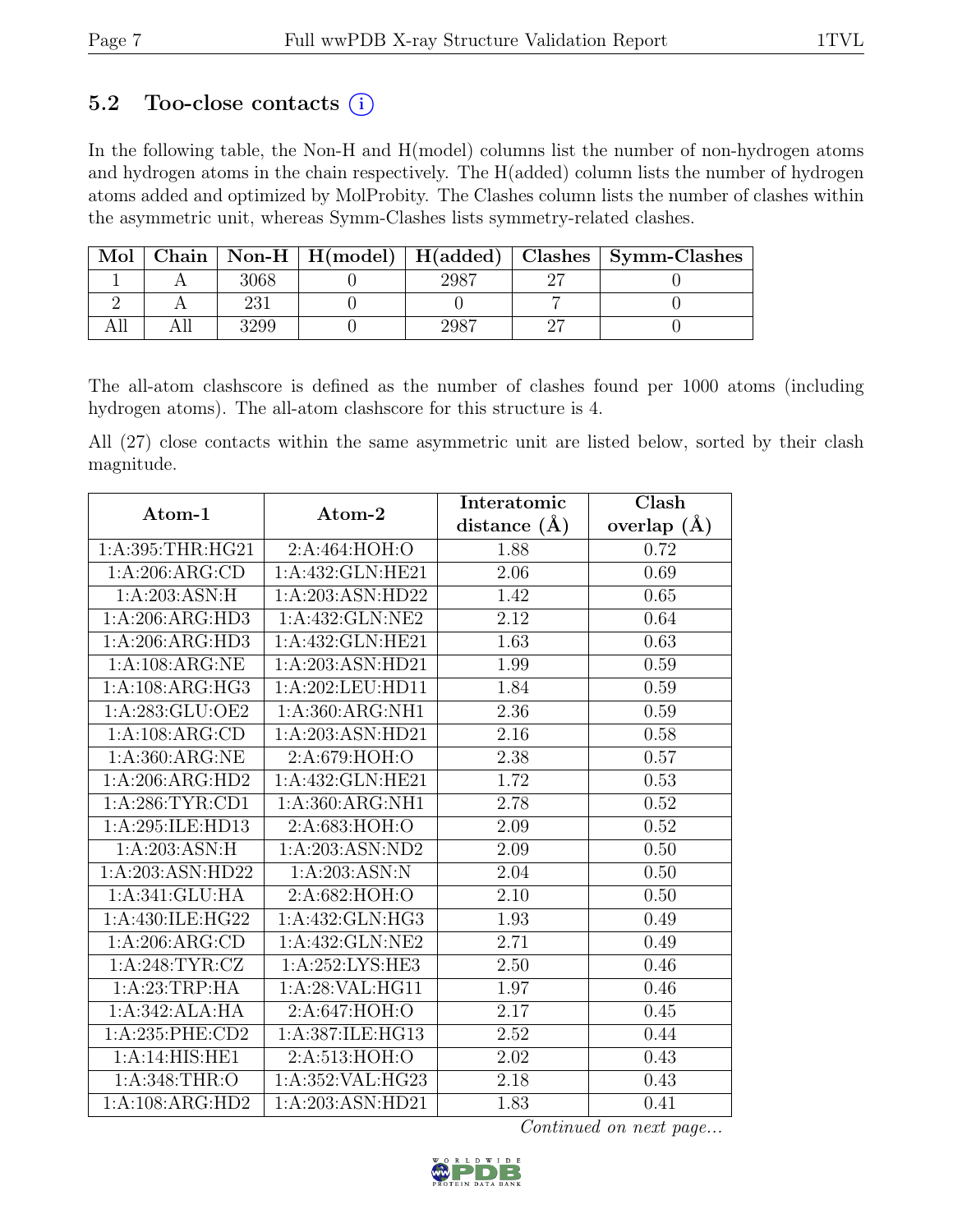### 5.2 Too-close contacts (i)

In the following table, the Non-H and H(model) columns list the number of non-hydrogen atoms and hydrogen atoms in the chain respectively. The H(added) column lists the number of hydrogen atoms added and optimized by MolProbity. The Clashes column lists the number of clashes within the asymmetric unit, whereas Symm-Clashes lists symmetry-related clashes.

| Mol | Chain | Non-H | H(model) | H(added) | Clashes | Symm-Clashes |
|---|---|---|---|---|---|---|
| 1 | A | 3068 | 0 | 2987 | 27 | 0 |
| 2 | A | 231 | 0 | 0 | 7 | 0 |
| All | All | 3299 | 0 | 2987 | 27 | 0 |

The all-atom clashscore is defined as the number of clashes found per 1000 atoms (including hydrogen atoms). The all-atom clashscore for this structure is 4.

All (27) close contacts within the same asymmetric unit are listed below, sorted by their clash magnitude.

| Atom-1 | Atom-2 | Interatomic distance (Å) | Clash overlap (Å) |
|---|---|---|---|
| 1:A:395:THR:HG21 | 2:A:464:HOH:O | 1.88 | 0.72 |
| 1:A:206:ARG:CD | 1:A:432:GLN:HE21 | 2.06 | 0.69 |
| 1:A:203:ASN:H | 1:A:203:ASN:HD22 | 1.42 | 0.65 |
| 1:A:206:ARG:HD3 | 1:A:432:GLN:NE2 | 2.12 | 0.64 |
| 1:A:206:ARG:HD3 | 1:A:432:GLN:HE21 | 1.63 | 0.63 |
| 1:A:108:ARG:NE | 1:A:203:ASN:HD21 | 1.99 | 0.59 |
| 1:A:108:ARG:HG3 | 1:A:202:LEU:HD11 | 1.84 | 0.59 |
| 1:A:283:GLU:OE2 | 1:A:360:ARG:NH1 | 2.36 | 0.59 |
| 1:A:108:ARG:CD | 1:A:203:ASN:HD21 | 2.16 | 0.58 |
| 1:A:360:ARG:NE | 2:A:679:HOH:O | 2.38 | 0.57 |
| 1:A:206:ARG:HD2 | 1:A:432:GLN:HE21 | 1.72 | 0.53 |
| 1:A:286:TYR:CD1 | 1:A:360:ARG:NH1 | 2.78 | 0.52 |
| 1:A:295:ILE:HD13 | 2:A:683:HOH:O | 2.09 | 0.52 |
| 1:A:203:ASN:H | 1:A:203:ASN:ND2 | 2.09 | 0.50 |
| 1:A:203:ASN:HD22 | 1:A:203:ASN:N | 2.04 | 0.50 |
| 1:A:341:GLU:HA | 2:A:682:HOH:O | 2.10 | 0.50 |
| 1:A:430:ILE:HG22 | 1:A:432:GLN:HG3 | 1.93 | 0.49 |
| 1:A:206:ARG:CD | 1:A:432:GLN:NE2 | 2.71 | 0.49 |
| 1:A:248:TYR:CZ | 1:A:252:LYS:HE3 | 2.50 | 0.46 |
| 1:A:23:TRP:HA | 1:A:28:VAL:HG11 | 1.97 | 0.46 |
| 1:A:342:ALA:HA | 2:A:647:HOH:O | 2.17 | 0.45 |
| 1:A:235:PHE:CD2 | 1:A:387:ILE:HG13 | 2.52 | 0.44 |
| 1:A:14:HIS:HE1 | 2:A:513:HOH:O | 2.02 | 0.43 |
| 1:A:348:THR:O | 1:A:352:VAL:HG23 | 2.18 | 0.43 |
| 1:A:108:ARG:HD2 | 1:A:203:ASN:HD21 | 1.83 | 0.41 |

*Continued on next page...*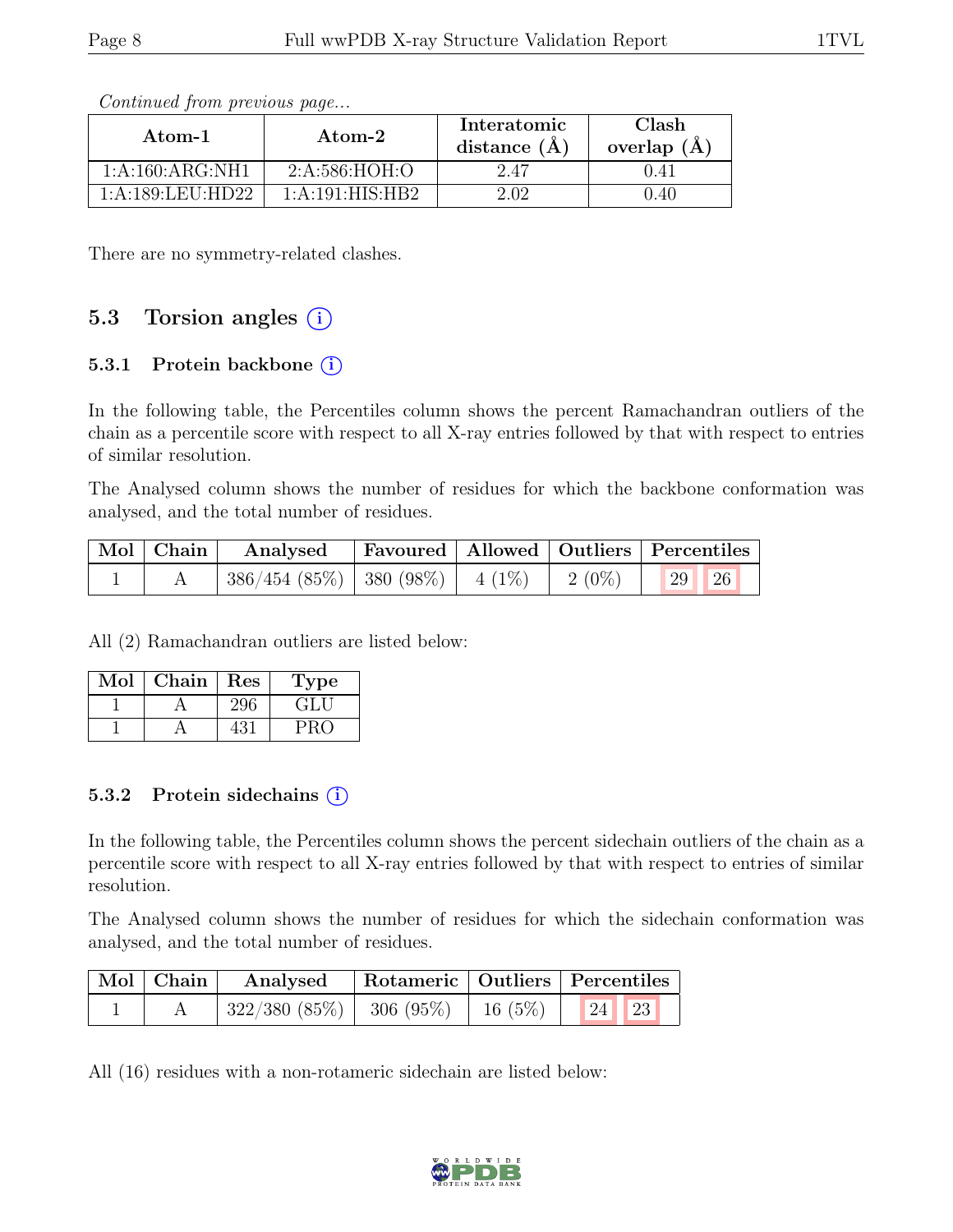*Continued from previous page...*

| Atom-1 | Atom-2 | Interatomic distance (Å) | Clash overlap (Å) |
| --- | --- | --- | --- |
| 1:A:160:ARG:NH1 | 2:A:586:HOH:O | 2.47 | 0.41 |
| 1:A:189:LEU:HD22 | 1:A:191:HIS:HB2 | 2.02 | 0.40 |

There are no symmetry-related clashes.

## 5.3 Torsion angles (i)

### 5.3.1 Protein backbone (i)

In the following table, the Percentiles column shows the percent Ramachandran outliers of the chain as a percentile score with respect to all X-ray entries followed by that with respect to entries of similar resolution.

The Analysed column shows the number of residues for which the backbone conformation was analysed, and the total number of residues.

| Mol | Chain | Analysed | Favoured | Allowed | Outliers | Percentiles | |
| --- | --- | --- | --- | --- | --- | --- | --- |
| 1 | A | 386/454 (85%) | 380 (98%) | 4 (1%) | 2 (0%) | 29 | 26 |

All (2) Ramachandran outliers are listed below:

| Mol | Chain | Res | Type |
| --- | --- | --- | --- |
| 1 | A | 296 | GLU |
| 1 | A | 431 | PRO |

### 5.3.2 Protein sidechains (i)

In the following table, the Percentiles column shows the percent sidechain outliers of the chain as a percentile score with respect to all X-ray entries followed by that with respect to entries of similar resolution.

The Analysed column shows the number of residues for which the sidechain conformation was analysed, and the total number of residues.

| Mol | Chain | Analysed | Rotameric | Outliers | Percentiles | |
| --- | --- | --- | --- | --- | --- | --- |
| 1 | A | 322/380 (85%) | 306 (95%) | 16 (5%) | 24 | 23 |

All (16) residues with a non-rotameric sidechain are listed below: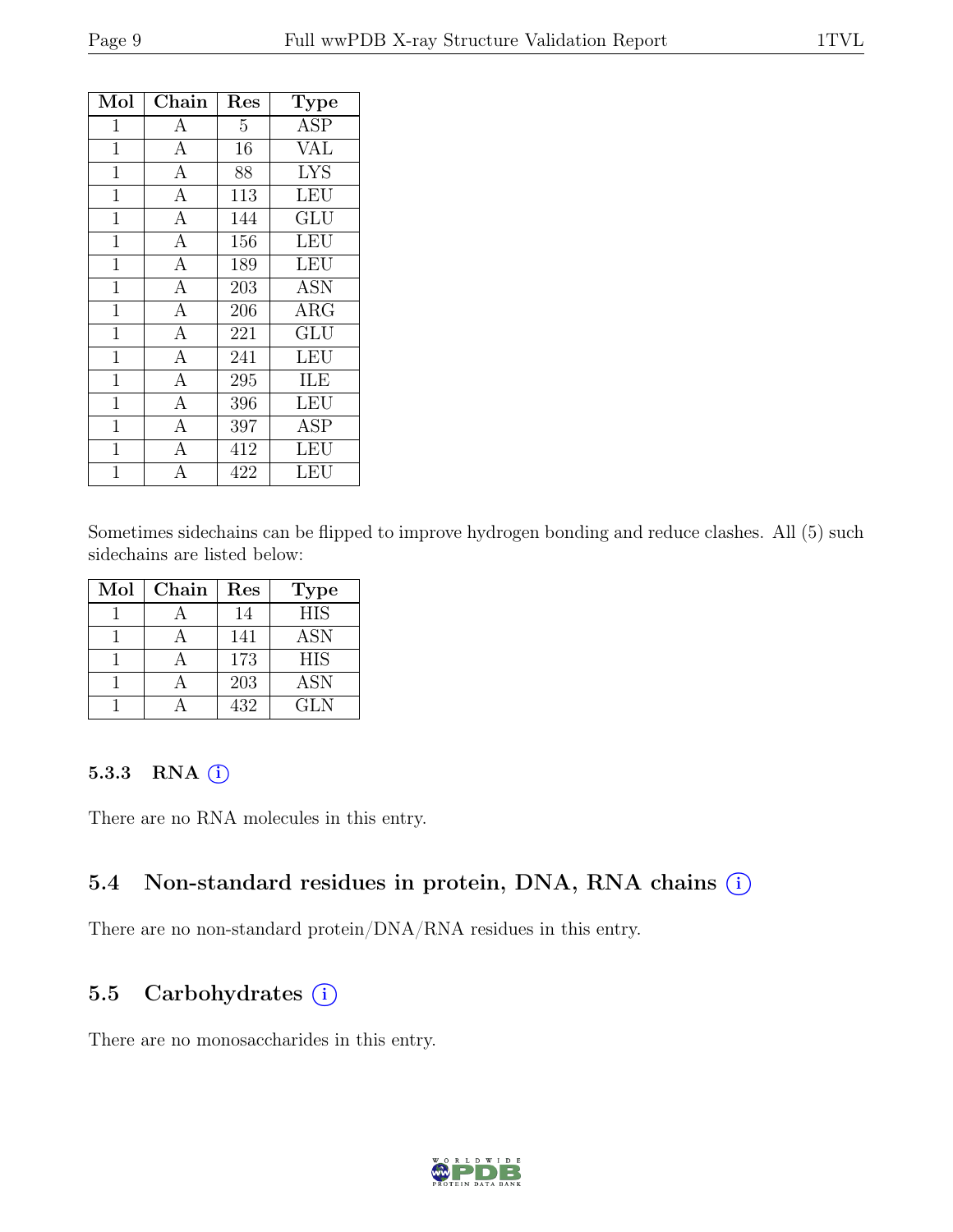| Mol | Chain | Res | Type |
|---|---|---|---|
| 1 | A | 5 | ASP |
| 1 | A | 16 | VAL |
| 1 | A | 88 | LYS |
| 1 | A | 113 | LEU |
| 1 | A | 144 | GLU |
| 1 | A | 156 | LEU |
| 1 | A | 189 | LEU |
| 1 | A | 203 | ASN |
| 1 | A | 206 | ARG |
| 1 | A | 221 | GLU |
| 1 | A | 241 | LEU |
| 1 | A | 295 | ILE |
| 1 | A | 396 | LEU |
| 1 | A | 397 | ASP |
| 1 | A | 412 | LEU |
| 1 | A | 422 | LEU |

Sometimes sidechains can be flipped to improve hydrogen bonding and reduce clashes. All (5) such sidechains are listed below:

| Mol | Chain | Res | Type |
|---|---|---|---|
| 1 | A | 14 | HIS |
| 1 | A | 141 | ASN |
| 1 | A | 173 | HIS |
| 1 | A | 203 | ASN |
| 1 | A | 432 | GLN |

### 5.3.3 RNA

There are no RNA molecules in this entry.

## 5.4 Non-standard residues in protein, DNA, RNA chains

There are no non-standard protein/DNA/RNA residues in this entry.

## 5.5 Carbohydrates

There are no monosaccharides in this entry.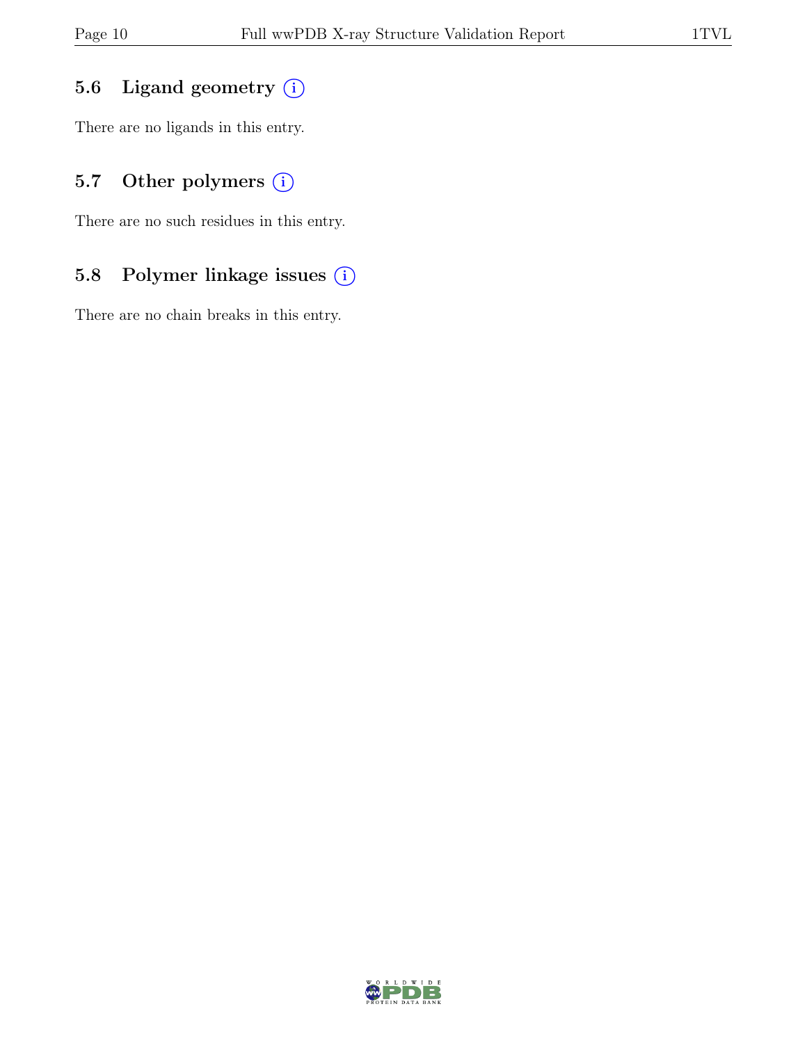### 5.6 Ligand geometry

There are no ligands in this entry.

### 5.7 Other polymers

There are no such residues in this entry.

### 5.8 Polymer linkage issues

There are no chain breaks in this entry.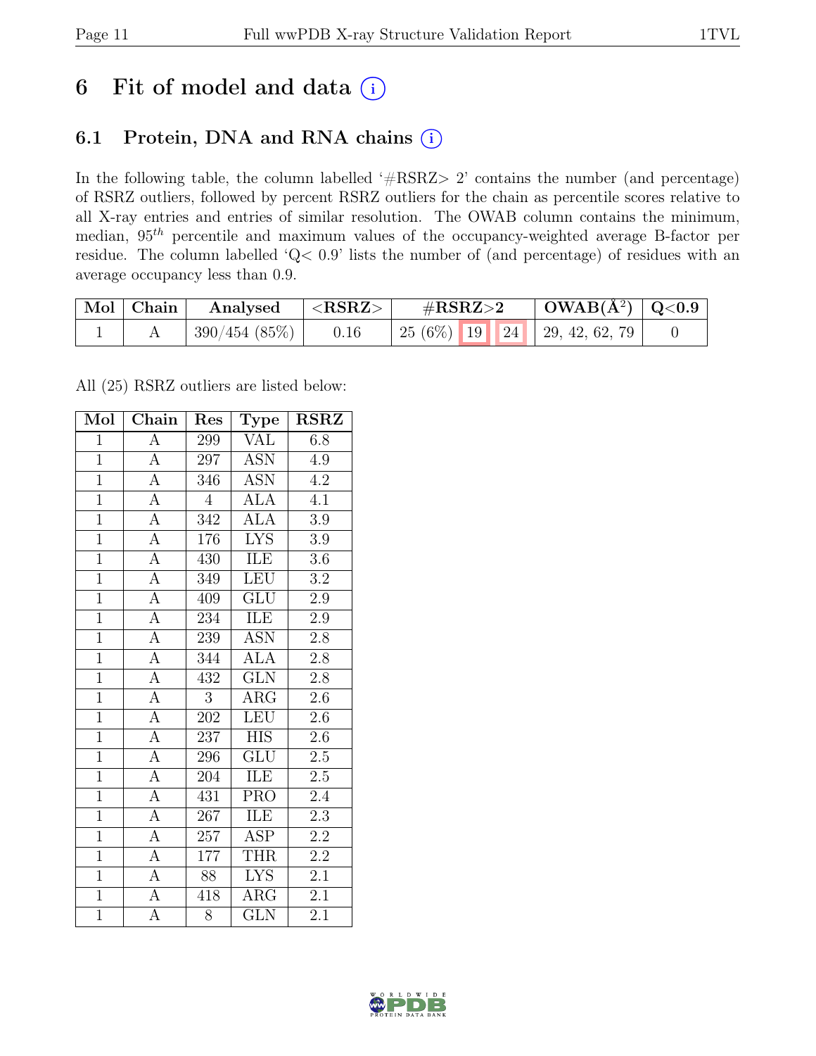# 6 Fit of model and data (i)

## 6.1 Protein, DNA and RNA chains (i)

In the following table, the column labelled '#RSRZ> 2' contains the number (and percentage) of RSRZ outliers, followed by percent RSRZ outliers for the chain as percentile scores relative to all X-ray entries and entries of similar resolution. The OWAB column contains the minimum, median, $95^{th}$ percentile and maximum values of the occupancy-weighted average B-factor per residue. The column labelled 'Q< 0.9' lists the number of (and percentage) of residues with an average occupancy less than 0.9.

| Mol | Chain | Analysed | <RSRZ> | #RSRZ>2 | | | OWAB(Å$^2$) | Q<0.9 |
|---|---|---|---|---|---|---|---|---|
| 1 | A | 390/454 (85%) | 0.16 | 25 (6%) | 19 | 24 | 29, 42, 62, 79 | 0 |

All (25) RSRZ outliers are listed below:

| Mol | Chain | Res | Type | RSRZ |
|---|---|---|---|---|
| 1 | A | 299 | VAL | 6.8 |
| 1 | A | 297 | ASN | 4.9 |
| 1 | A | 346 | ASN | 4.2 |
| 1 | A | 4 | ALA | 4.1 |
| 1 | A | 342 | ALA | 3.9 |
| 1 | A | 176 | LYS | 3.9 |
| 1 | A | 430 | ILE | 3.6 |
| 1 | A | 349 | LEU | 3.2 |
| 1 | A | 409 | GLU | 2.9 |
| 1 | A | 234 | ILE | 2.9 |
| 1 | A | 239 | ASN | 2.8 |
| 1 | A | 344 | ALA | 2.8 |
| 1 | A | 432 | GLN | 2.8 |
| 1 | A | 3 | ARG | 2.6 |
| 1 | A | 202 | LEU | 2.6 |
| 1 | A | 237 | HIS | 2.6 |
| 1 | A | 296 | GLU | 2.5 |
| 1 | A | 204 | ILE | 2.5 |
| 1 | A | 431 | PRO | 2.4 |
| 1 | A | 267 | ILE | 2.3 |
| 1 | A | 257 | ASP | 2.2 |
| 1 | A | 177 | THR | 2.2 |
| 1 | A | 88 | LYS | 2.1 |
| 1 | A | 418 | ARG | 2.1 |
| 1 | A | 8 | GLN | 2.1 |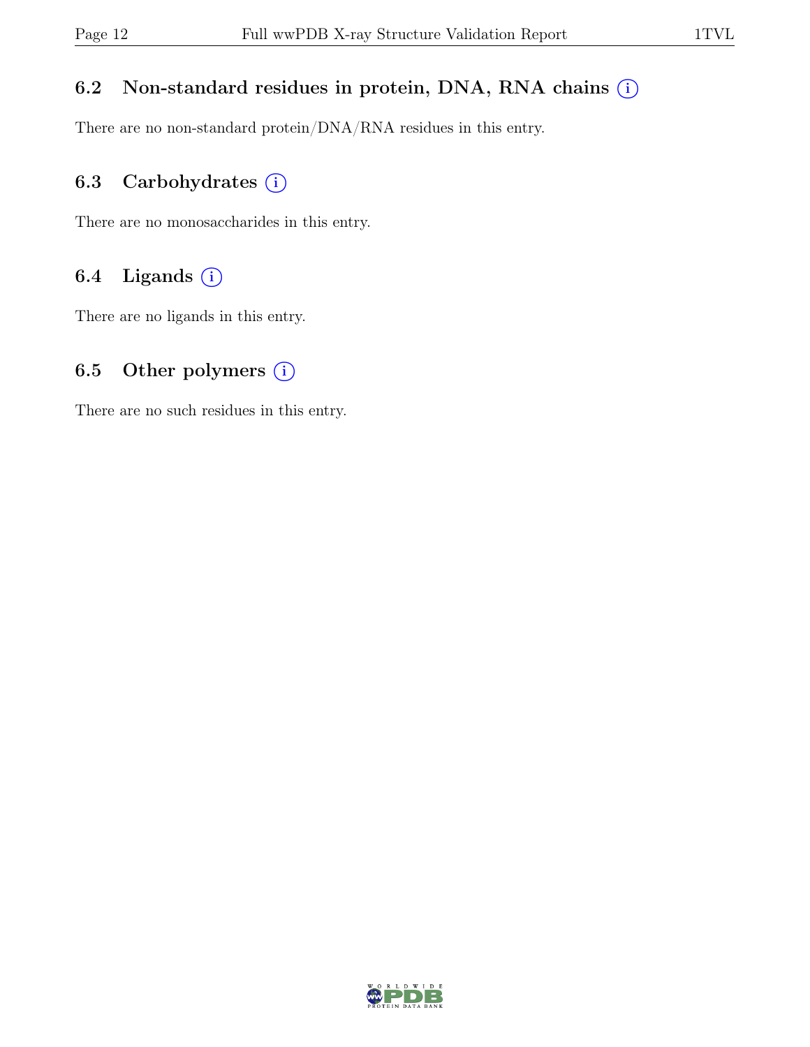## 6.2 Non-standard residues in protein, DNA, RNA chains (i)

There are no non-standard protein/DNA/RNA residues in this entry.

## 6.3 Carbohydrates (i)

There are no monosaccharides in this entry.

## 6.4 Ligands (i)

There are no ligands in this entry.

## 6.5 Other polymers (i)

There are no such residues in this entry.